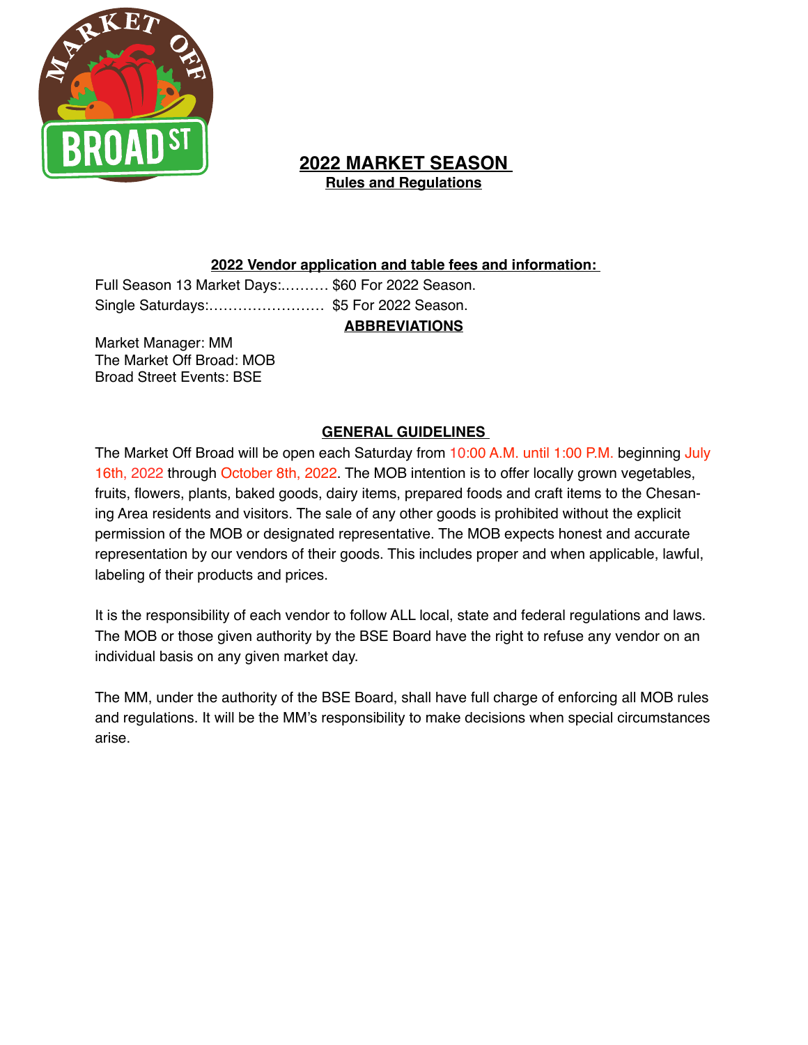# 2022 MARKET SEASON

## Rules and Regulations

### 2022 Vendor application and table fees and information:

Full Season 13 Market Days:.......... $60 For 2022 Season.
Single Saturdays:........................ $5 For 2022 Season.

### ABBREVIATIONS

Market Manager: MM
The Market Off Broad: MOB
Broad Street Events: BSE

### GENERAL GUIDELINES

The Market Off Broad will be open each Saturday from 10:00 A.M. until 1:00 P.M. beginning July 16th, 2022 through October 8th, 2022. The MOB intention is to offer locally grown vegetables, fruits, flowers, plants, baked goods, dairy items, prepared foods and craft items to the Chesaning Area residents and visitors. The sale of any other goods is prohibited without the explicit permission of the MOB or designated representative. The MOB expects honest and accurate representation by our vendors of their goods. This includes proper and when applicable, lawful, labeling of their products and prices.

It is the responsibility of each vendor to follow ALL local, state and federal regulations and laws. The MOB or those given authority by the BSE Board have the right to refuse any vendor on an individual basis on any given market day.

The MM, under the authority of the BSE Board, shall have full charge of enforcing all MOB rules and regulations. It will be the MM's responsibility to make decisions when special circumstances arise.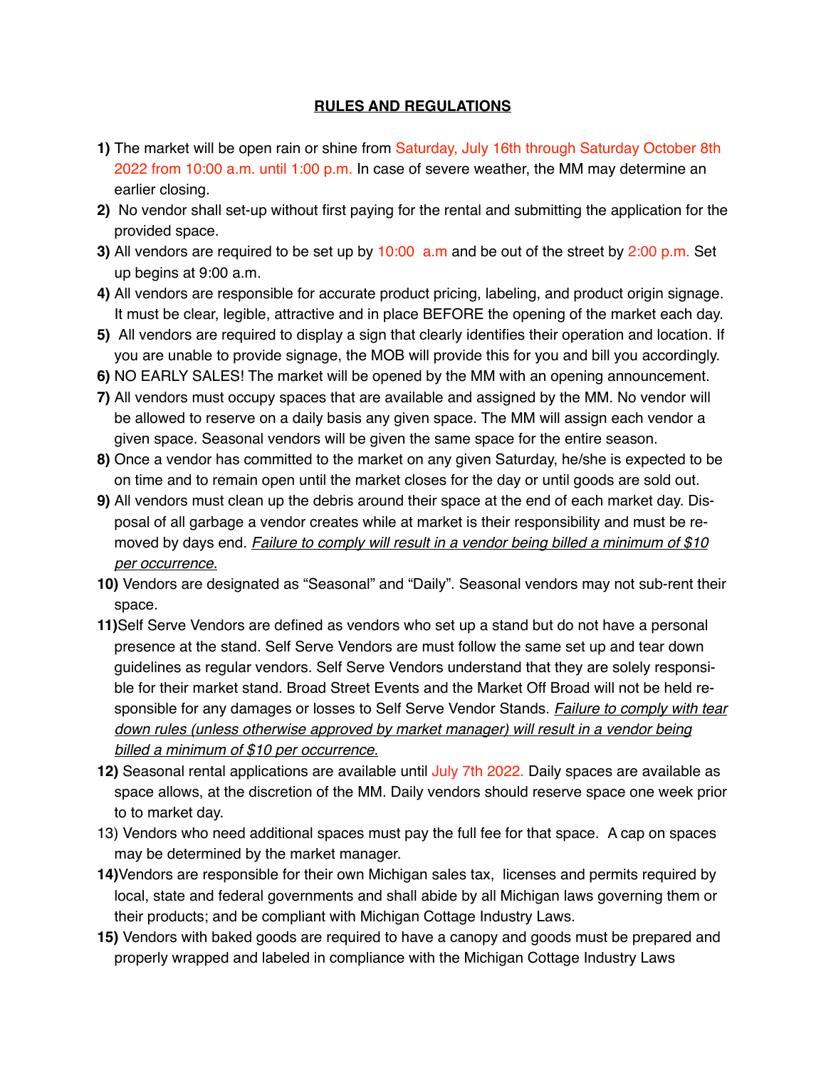# RULES AND REGULATIONS

**1)** The market will be open rain or shine from Saturday, July 16th through Saturday October 8th 2022 from 10:00 a.m. until 1:00 p.m. In case of severe weather, the MM may determine an earlier closing.

**2)** No vendor shall set-up without first paying for the rental and submitting the application for the provided space.

**3)** All vendors are required to be set up by 10:00 a.m and be out of the street by 2:00 p.m. Set up begins at 9:00 a.m.

**4)** All vendors are responsible for accurate product pricing, labeling, and product origin signage. It must be clear, legible, attractive and in place BEFORE the opening of the market each day.

**5)** All vendors are required to display a sign that clearly identifies their operation and location. If you are unable to provide signage, the MOB will provide this for you and bill you accordingly.

**6)** NO EARLY SALES! The market will be opened by the MM with an opening announcement.

**7)** All vendors must occupy spaces that are available and assigned by the MM. No vendor will be allowed to reserve on a daily basis any given space. The MM will assign each vendor a given space. Seasonal vendors will be given the same space for the entire season.

**8)** Once a vendor has committed to the market on any given Saturday, he/she is expected to be on time and to remain open until the market closes for the day or until goods are sold out.

**9)** All vendors must clean up the debris around their space at the end of each market day. Disposal of all garbage a vendor creates while at market is their responsibility and must be removed by days end. *Failure to comply will result in a vendor being billed a minimum of $10 per occurrence.*

**10)** Vendors are designated as "Seasonal" and "Daily". Seasonal vendors may not sub-rent their space.

**11)** Self Serve Vendors are defined as vendors who set up a stand but do not have a personal presence at the stand. Self Serve Vendors are must follow the same set up and tear down guidelines as regular vendors. Self Serve Vendors understand that they are solely responsible for their market stand. Broad Street Events and the Market Off Broad will not be held responsible for any damages or losses to Self Serve Vendor Stands. *Failure to comply with tear down rules (unless otherwise approved by market manager) will result in a vendor being billed a minimum of $10 per occurrence.*

**12)** Seasonal rental applications are available until July 7th 2022. Daily spaces are available as space allows, at the discretion of the MM. Daily vendors should reserve space one week prior to to market day.

13) Vendors who need additional spaces must pay the full fee for that space. A cap on spaces may be determined by the market manager.

**14)** Vendors are responsible for their own Michigan sales tax, licenses and permits required by local, state and federal governments and shall abide by all Michigan laws governing them or their products; and be compliant with Michigan Cottage Industry Laws.

**15)** Vendors with baked goods are required to have a canopy and goods must be prepared and properly wrapped and labeled in compliance with the Michigan Cottage Industry Laws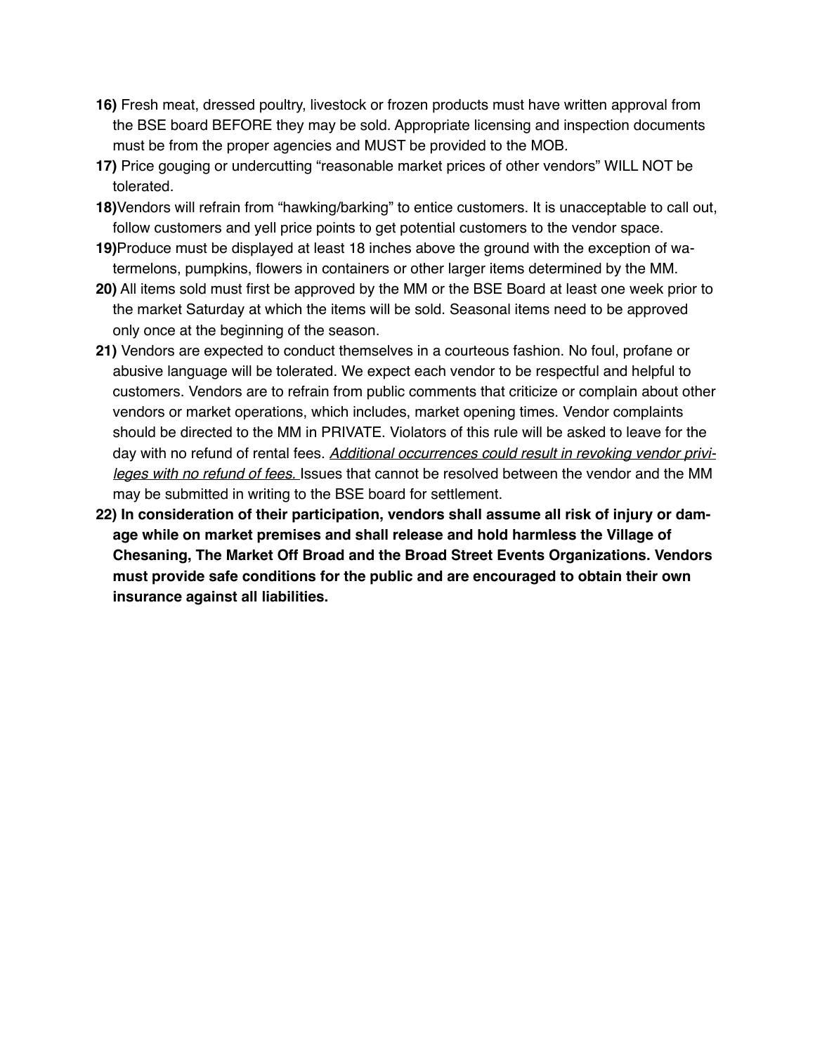**16)** Fresh meat, dressed poultry, livestock or frozen products must have written approval from the BSE board BEFORE they may be sold. Appropriate licensing and inspection documents must be from the proper agencies and MUST be provided to the MOB.

**17)** Price gouging or undercutting "reasonable market prices of other vendors" WILL NOT be tolerated.

**18)** Vendors will refrain from "hawking/barking" to entice customers. It is unacceptable to call out, follow customers and yell price points to get potential customers to the vendor space.

**19)** Produce must be displayed at least 18 inches above the ground with the exception of watermelons, pumpkins, flowers in containers or other larger items determined by the MM.

**20)** All items sold must first be approved by the MM or the BSE Board at least one week prior to the market Saturday at which the items will be sold. Seasonal items need to be approved only once at the beginning of the season.

**21)** Vendors are expected to conduct themselves in a courteous fashion. No foul, profane or abusive language will be tolerated. We expect each vendor to be respectful and helpful to customers. Vendors are to refrain from public comments that criticize or complain about other vendors or market operations, which includes, market opening times. Vendor complaints should be directed to the MM in PRIVATE. Violators of this rule will be asked to leave for the day with no refund of rental fees. *Additional occurrences could result in revoking vendor privileges with no refund of fees.* Issues that cannot be resolved between the vendor and the MM may be submitted in writing to the BSE board for settlement.

**22) In consideration of their participation, vendors shall assume all risk of injury or damage while on market premises and shall release and hold harmless the Village of Chesaning, The Market Off Broad and the Broad Street Events Organizations. Vendors must provide safe conditions for the public and are encouraged to obtain their own insurance against all liabilities.**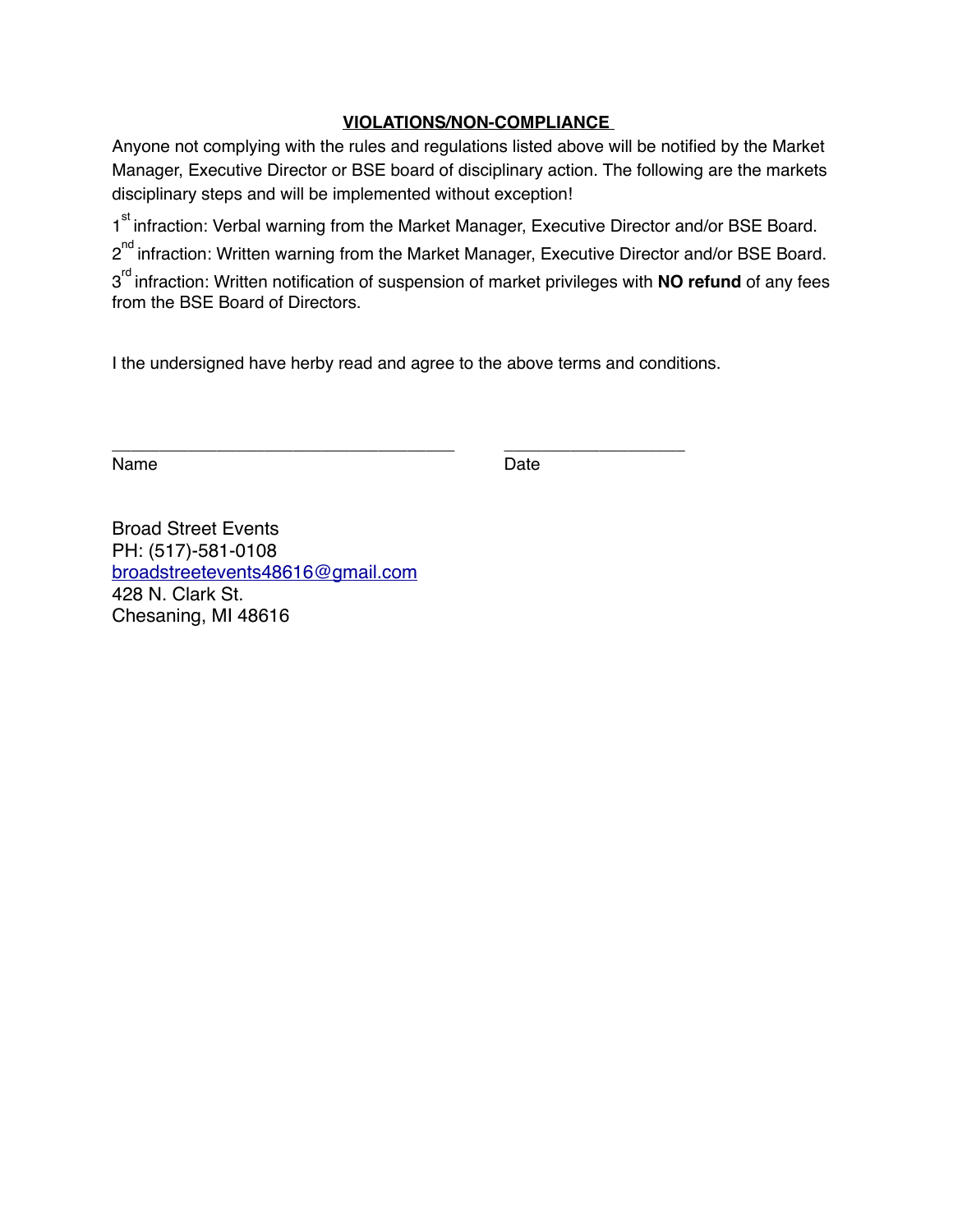## VIOLATIONS/NON-COMPLIANCE

Anyone not complying with the rules and regulations listed above will be notified by the Market Manager, Executive Director or BSE board of disciplinary action. The following are the markets disciplinary steps and will be implemented without exception!

1st infraction: Verbal warning from the Market Manager, Executive Director and/or BSE Board.

2nd infraction: Written warning from the Market Manager, Executive Director and/or BSE Board.

3rd infraction: Written notification of suspension of market privileges with **NO refund** of any fees from the BSE Board of Directors.

I the undersigned have herby read and agree to the above terms and conditions.

___________________________________ ___________________

Name Date

Broad Street Events
PH: (517)-581-0108
broadstreetevents48616@gmail.com
428 N. Clark St.
Chesaning, MI 48616